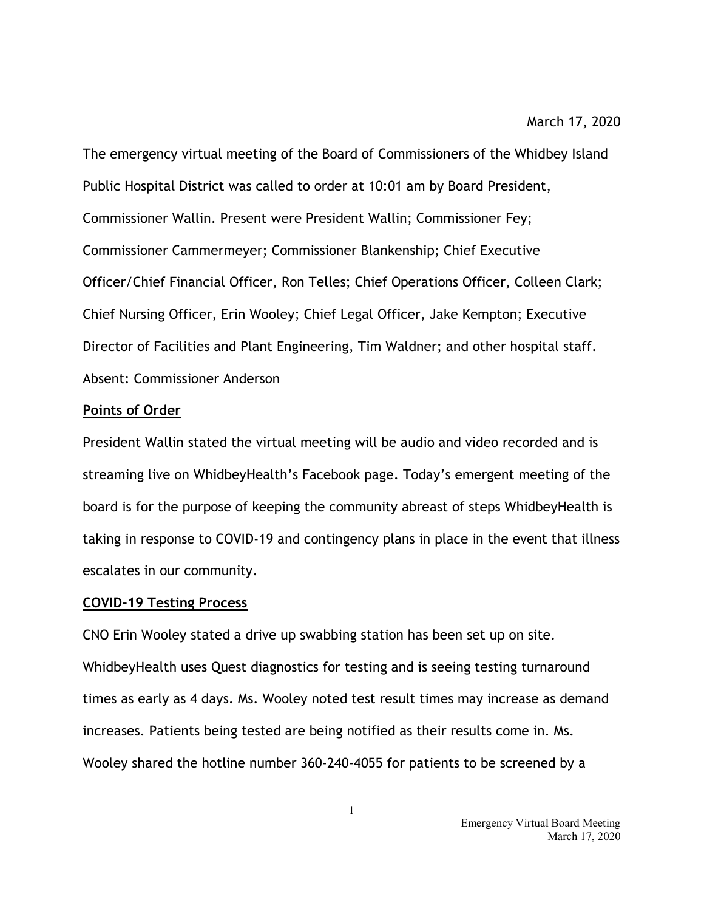March 17, 2020

The emergency virtual meeting of the Board of Commissioners of the Whidbey Island Public Hospital District was called to order at 10:01 am by Board President, Commissioner Wallin. Present were President Wallin; Commissioner Fey; Commissioner Cammermeyer; Commissioner Blankenship; Chief Executive Officer/Chief Financial Officer, Ron Telles; Chief Operations Officer, Colleen Clark; Chief Nursing Officer, Erin Wooley; Chief Legal Officer, Jake Kempton; Executive Director of Facilities and Plant Engineering, Tim Waldner; and other hospital staff. Absent: Commissioner Anderson

**Points of Order**

President Wallin stated the virtual meeting will be audio and video recorded and is streaming live on WhidbeyHealth's Facebook page. Today's emergent meeting of the board is for the purpose of keeping the community abreast of steps WhidbeyHealth is taking in response to COVID-19 and contingency plans in place in the event that illness escalates in our community.

**COVID-19 Testing Process**

CNO Erin Wooley stated a drive up swabbing station has been set up on site. WhidbeyHealth uses Quest diagnostics for testing and is seeing testing turnaround times as early as 4 days. Ms. Wooley noted test result times may increase as demand increases. Patients being tested are being notified as their results come in. Ms. Wooley shared the hotline number 360-240-4055 for patients to be screened by a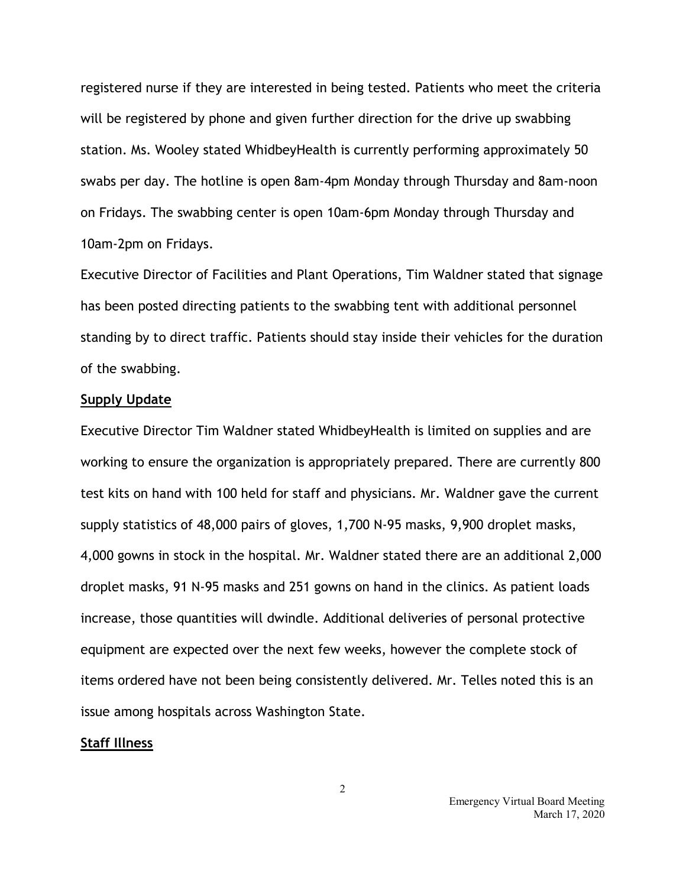registered nurse if they are interested in being tested. Patients who meet the criteria will be registered by phone and given further direction for the drive up swabbing station. Ms. Wooley stated WhidbeyHealth is currently performing approximately 50 swabs per day. The hotline is open 8am-4pm Monday through Thursday and 8am-noon on Fridays. The swabbing center is open 10am-6pm Monday through Thursday and 10am-2pm on Fridays.

Executive Director of Facilities and Plant Operations, Tim Waldner stated that signage has been posted directing patients to the swabbing tent with additional personnel standing by to direct traffic. Patients should stay inside their vehicles for the duration of the swabbing.

**Supply Update**

Executive Director Tim Waldner stated WhidbeyHealth is limited on supplies and are working to ensure the organization is appropriately prepared. There are currently 800 test kits on hand with 100 held for staff and physicians. Mr. Waldner gave the current supply statistics of 48,000 pairs of gloves, 1,700 N-95 masks, 9,900 droplet masks, 4,000 gowns in stock in the hospital. Mr. Waldner stated there are an additional 2,000 droplet masks, 91 N-95 masks and 251 gowns on hand in the clinics. As patient loads increase, those quantities will dwindle. Additional deliveries of personal protective equipment are expected over the next few weeks, however the complete stock of items ordered have not been being consistently delivered. Mr. Telles noted this is an issue among hospitals across Washington State.

**Staff Illness**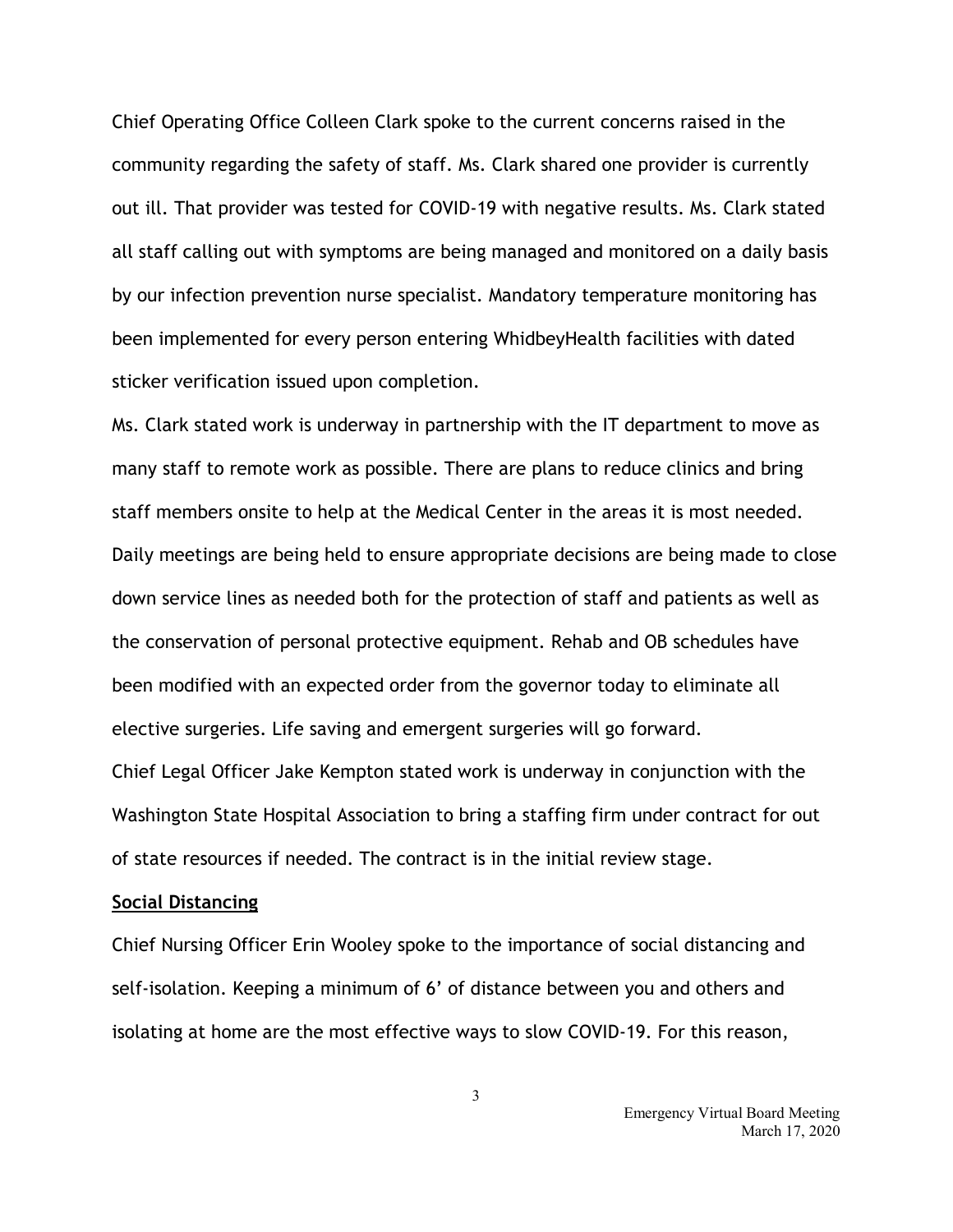Chief Operating Office Colleen Clark spoke to the current concerns raised in the community regarding the safety of staff. Ms. Clark shared one provider is currently out ill. That provider was tested for COVID-19 with negative results. Ms. Clark stated all staff calling out with symptoms are being managed and monitored on a daily basis by our infection prevention nurse specialist. Mandatory temperature monitoring has been implemented for every person entering WhidbeyHealth facilities with dated sticker verification issued upon completion.

Ms. Clark stated work is underway in partnership with the IT department to move as many staff to remote work as possible. There are plans to reduce clinics and bring staff members onsite to help at the Medical Center in the areas it is most needed. Daily meetings are being held to ensure appropriate decisions are being made to close down service lines as needed both for the protection of staff and patients as well as the conservation of personal protective equipment. Rehab and OB schedules have been modified with an expected order from the governor today to eliminate all elective surgeries. Life saving and emergent surgeries will go forward.

Chief Legal Officer Jake Kempton stated work is underway in conjunction with the Washington State Hospital Association to bring a staffing firm under contract for out of state resources if needed. The contract is in the initial review stage.

**Social Distancing**

Chief Nursing Officer Erin Wooley spoke to the importance of social distancing and self-isolation. Keeping a minimum of 6' of distance between you and others and isolating at home are the most effective ways to slow COVID-19. For this reason,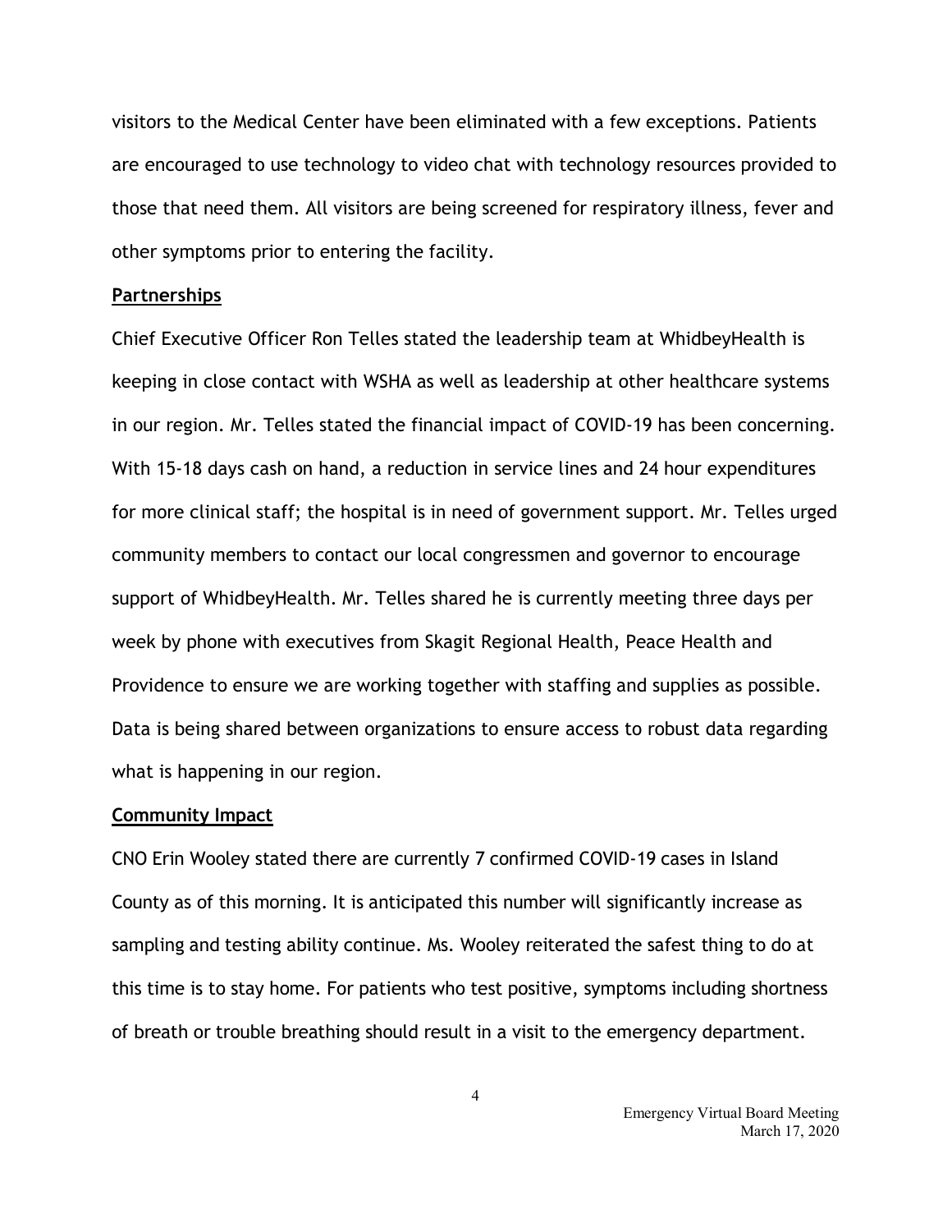visitors to the Medical Center have been eliminated with a few exceptions. Patients are encouraged to use technology to video chat with technology resources provided to those that need them. All visitors are being screened for respiratory illness, fever and other symptoms prior to entering the facility.

**Partnerships**

Chief Executive Officer Ron Telles stated the leadership team at WhidbeyHealth is keeping in close contact with WSHA as well as leadership at other healthcare systems in our region. Mr. Telles stated the financial impact of COVID-19 has been concerning. With 15-18 days cash on hand, a reduction in service lines and 24 hour expenditures for more clinical staff; the hospital is in need of government support. Mr. Telles urged community members to contact our local congressmen and governor to encourage support of WhidbeyHealth. Mr. Telles shared he is currently meeting three days per week by phone with executives from Skagit Regional Health, Peace Health and Providence to ensure we are working together with staffing and supplies as possible. Data is being shared between organizations to ensure access to robust data regarding what is happening in our region.

**Community Impact**

CNO Erin Wooley stated there are currently 7 confirmed COVID-19 cases in Island County as of this morning. It is anticipated this number will significantly increase as sampling and testing ability continue. Ms. Wooley reiterated the safest thing to do at this time is to stay home. For patients who test positive, symptoms including shortness of breath or trouble breathing should result in a visit to the emergency department.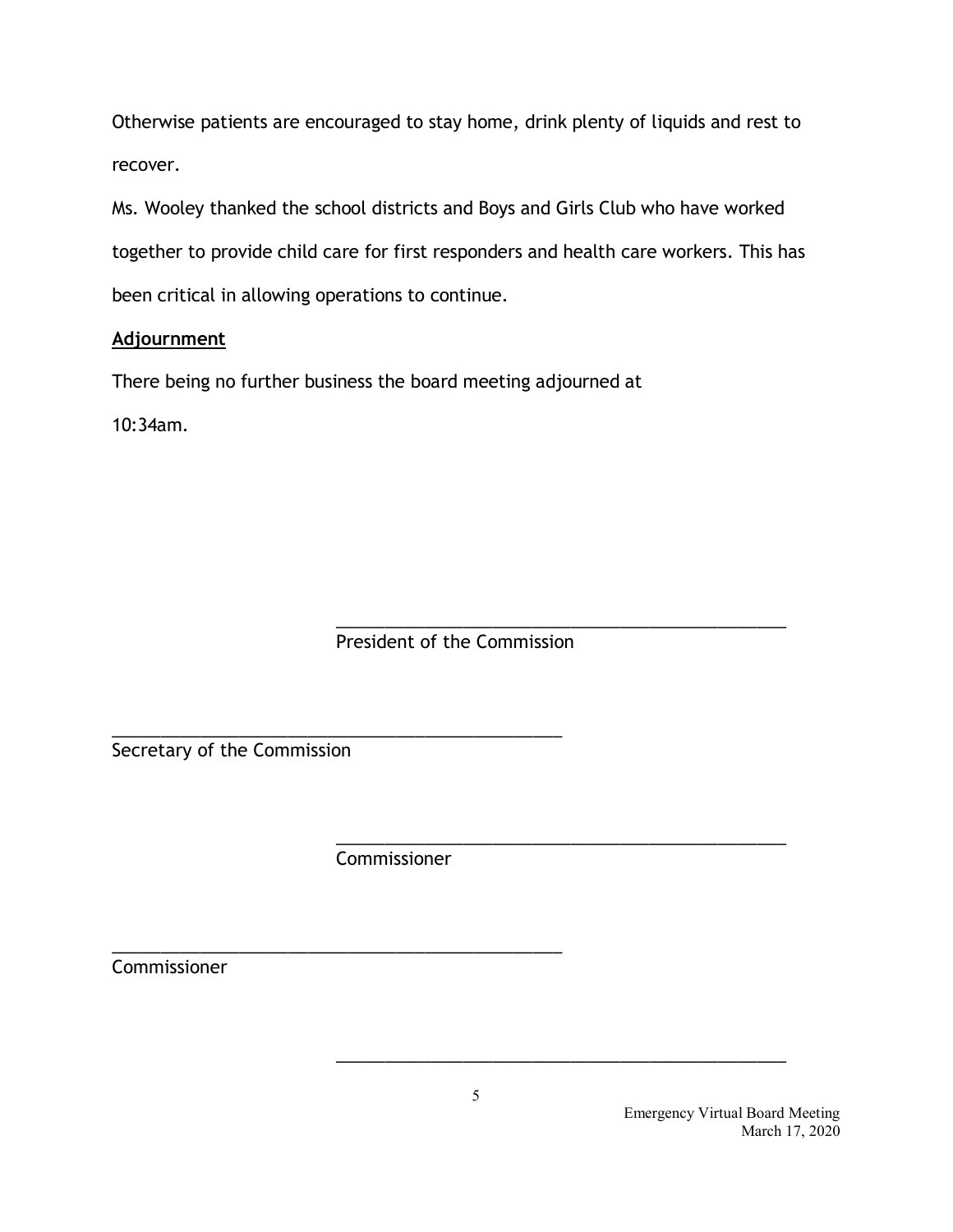Otherwise patients are encouraged to stay home, drink plenty of liquids and rest to recover.

Ms. Wooley thanked the school districts and Boys and Girls Club who have worked together to provide child care for first responders and health care workers. This has been critical in allowing operations to continue.

**Adjournment**

There being no further business the board meeting adjourned at 10:34am.

\_\_\_\_\_\_\_\_\_\_\_\_\_\_\_\_\_\_\_\_\_\_\_\_\_\_\_\_\_\_\_\_\_\_\_\_\_\_\_\_\_\_\_\_\_\_
President of the Commission

\_\_\_\_\_\_\_\_\_\_\_\_\_\_\_\_\_\_\_\_\_\_\_\_\_\_\_\_\_\_\_\_\_\_\_\_\_\_\_\_\_\_\_\_\_\_
Secretary of the Commission

\_\_\_\_\_\_\_\_\_\_\_\_\_\_\_\_\_\_\_\_\_\_\_\_\_\_\_\_\_\_\_\_\_\_\_\_\_\_\_\_\_\_\_\_\_\_
Commissioner

\_\_\_\_\_\_\_\_\_\_\_\_\_\_\_\_\_\_\_\_\_\_\_\_\_\_\_\_\_\_\_\_\_\_\_\_\_\_\_\_\_\_\_\_\_\_
Commissioner

\_\_\_\_\_\_\_\_\_\_\_\_\_\_\_\_\_\_\_\_\_\_\_\_\_\_\_\_\_\_\_\_\_\_\_\_\_\_\_\_\_\_\_\_\_\_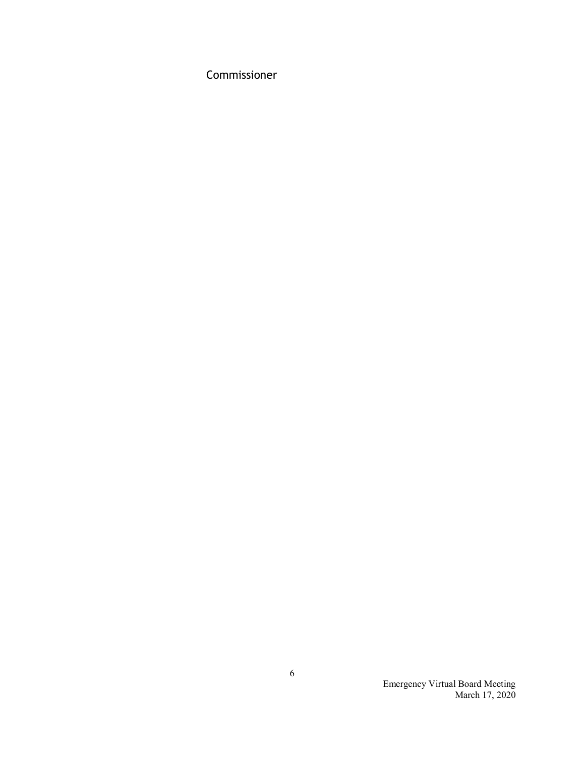Commissioner